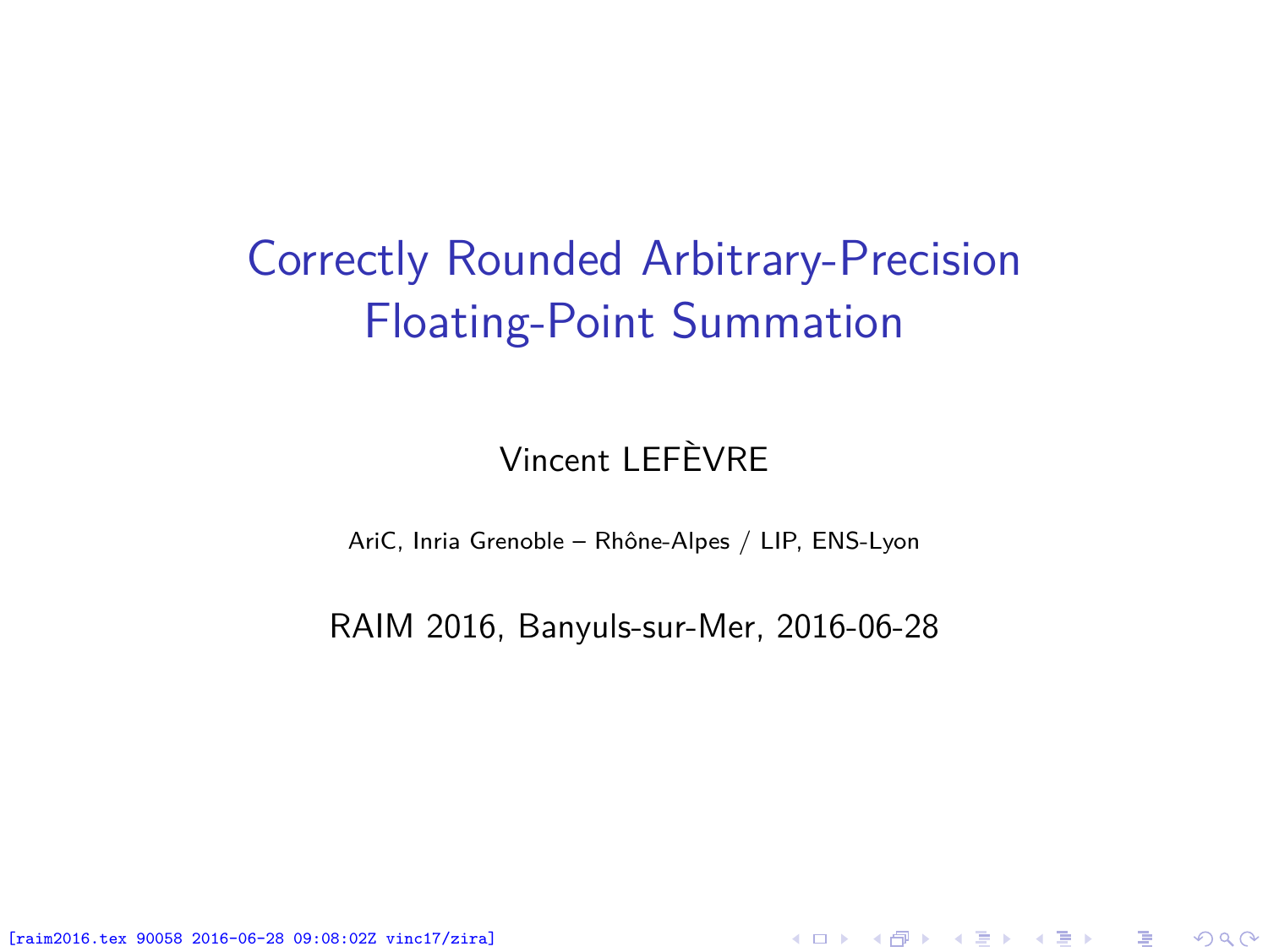# Correctly Rounded Arbitrary-Precision Floating-Point Summation

Vincent LEFÈVRE

AriC, Inria Grenoble – Rhône-Alpes / LIP, ENS-Lyon

RAIM 2016, Banyuls-sur-Mer, 2016-06-28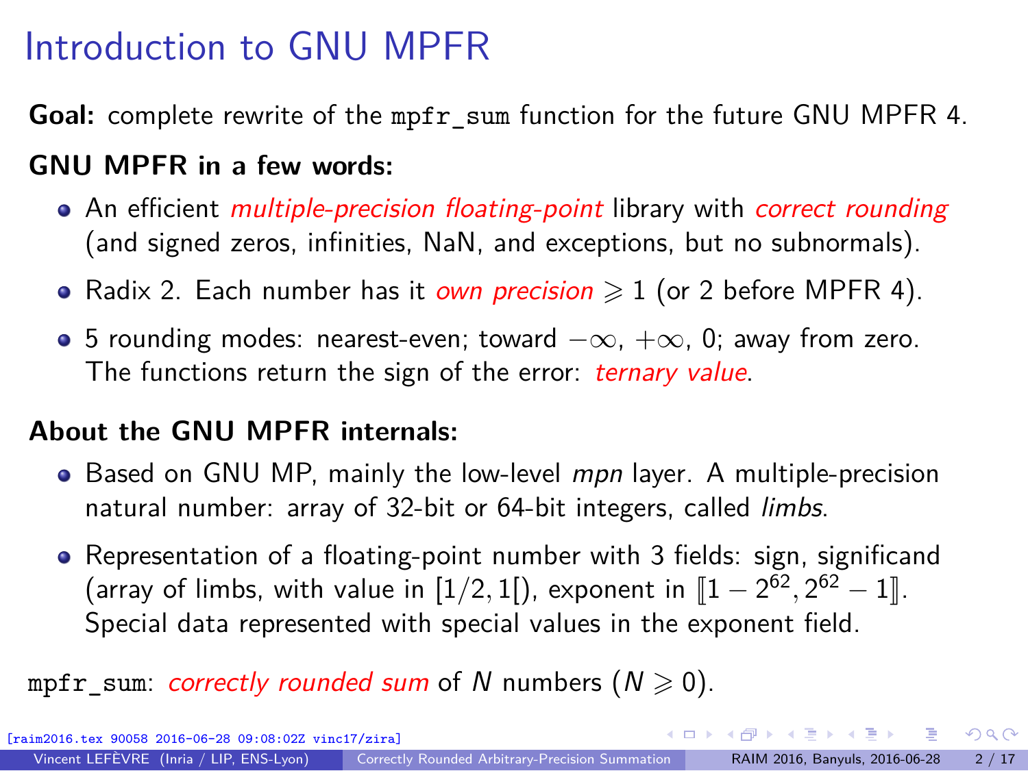# Introduction to GNU MPFR

**Goal:** complete rewrite of the `mpfr_sum` function for the future GNU MPFR 4.

**GNU MPFR in a few words:**

- An efficient *multiple-precision floating-point* library with *correct rounding* (and signed zeros, infinities, NaN, and exceptions, but no subnormals).
- Radix 2. Each number has it *own precision* $\geqslant 1$ (or 2 before MPFR 4).
- 5 rounding modes: nearest-even; toward $-\infty$, $+\infty$, 0; away from zero. The functions return the sign of the error: *ternary value*.

**About the GNU MPFR internals:**

- Based on GNU MP, mainly the low-level *mpn* layer. A multiple-precision natural number: array of 32-bit or 64-bit integers, called *limbs*.
- Representation of a floating-point number with 3 fields: sign, significand (array of limbs, with value in $[1/2, 1[$), exponent in $[\![1 - 2^{62}, 2^{62} - 1]\!]$. Special data represented with special values in the exponent field.

`mpfr_sum`: *correctly rounded sum* of $N$ numbers ($N \geqslant 0$).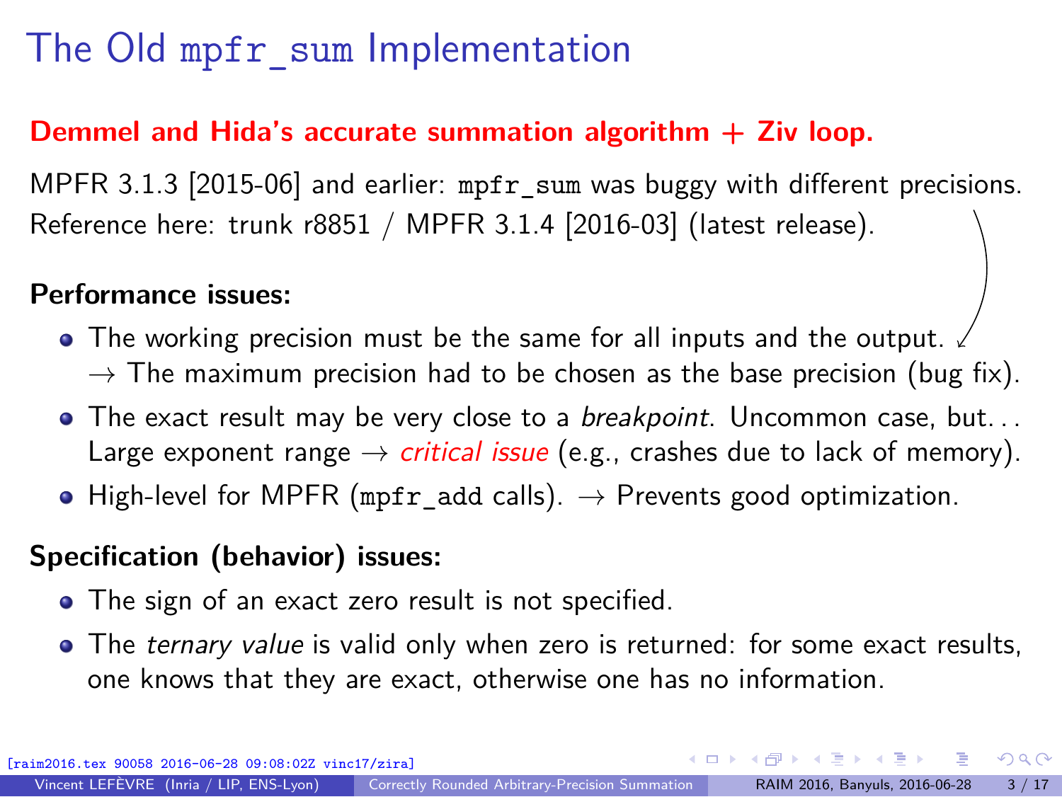# The Old `mpfr_sum` Implementation

**Demmel and Hida's accurate summation algorithm + Ziv loop.**

MPFR 3.1.3 [2015-06] and earlier: `mpfr_sum` was buggy with different precisions.
Reference here: trunk r8851 / MPFR 3.1.4 [2016-03] (latest release).

**Performance issues:**

- The working precision must be the same for all inputs and the output.
  → The maximum precision had to be chosen as the base precision (bug fix).
- The exact result may be very close to a *breakpoint*. Uncommon case, but...
  Large exponent range → *critical issue* (e.g., crashes due to lack of memory).
- High-level for MPFR (`mpfr_add` calls). → Prevents good optimization.

**Specification (behavior) issues:**

- The sign of an exact zero result is not specified.
- The *ternary value* is valid only when zero is returned: for some exact results, one knows that they are exact, otherwise one has no information.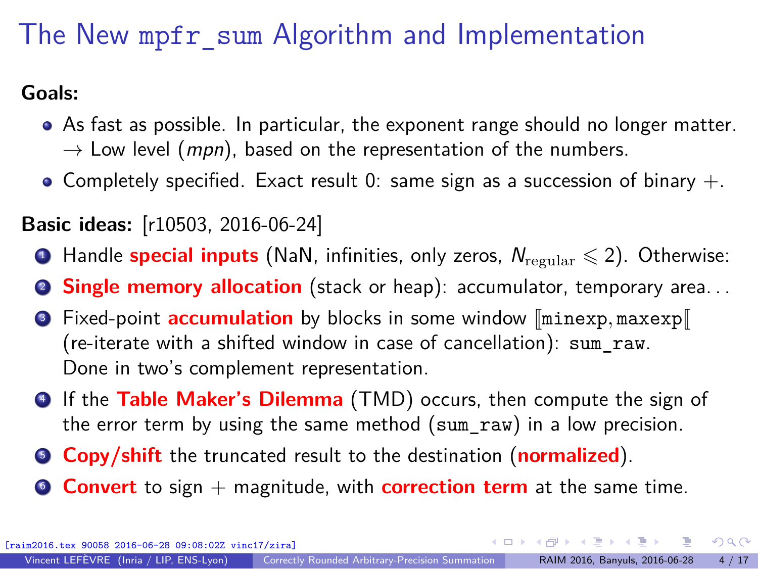# The New `mpfr_sum` Algorithm and Implementation

**Goals:**

- As fast as possible. In particular, the exponent range should no longer matter.
  → Low level (*mpn*), based on the representation of the numbers.
- Completely specified. Exact result 0: same sign as a succession of binary +.

**Basic ideas:** [r10503, 2016-06-24]

1. Handle **special inputs** (NaN, infinities, only zeros, $N_{\mathrm{regular}} \leqslant 2$). Otherwise:
2. **Single memory allocation** (stack or heap): accumulator, temporary area...
3. Fixed-point **accumulation** by blocks in some window $[\![\mathtt{minexp}, \mathtt{maxexp}[\![$ (re-iterate with a shifted window in case of cancellation): `sum_raw`. Done in two's complement representation.
4. If the **Table Maker's Dilemma** (TMD) occurs, then compute the sign of the error term by using the same method (`sum_raw`) in a low precision.
5. **Copy/shift** the truncated result to the destination (**normalized**).
6. **Convert** to sign + magnitude, with **correction term** at the same time.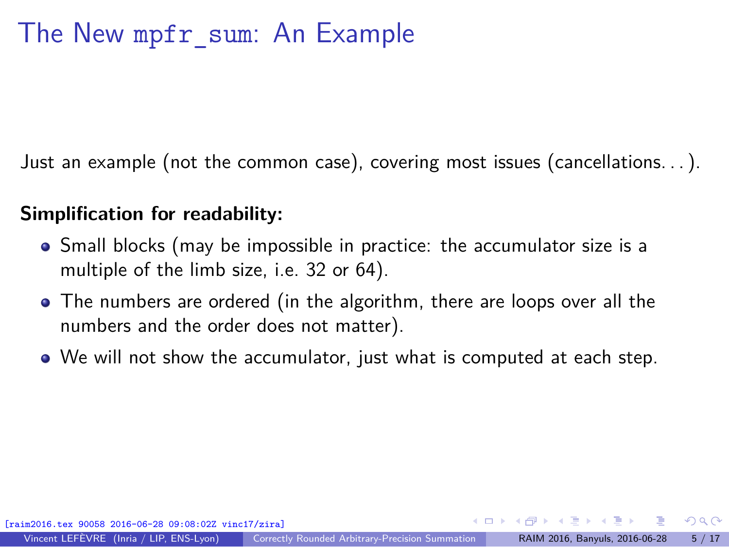# The New `mpfr_sum`: An Example

Just an example (not the common case), covering most issues (cancellations. . . ).

**Simplification for readability:**

- Small blocks (may be impossible in practice: the accumulator size is a multiple of the limb size, i.e. 32 or 64).
- The numbers are ordered (in the algorithm, there are loops over all the numbers and the order does not matter).
- We will not show the accumulator, just what is computed at each step.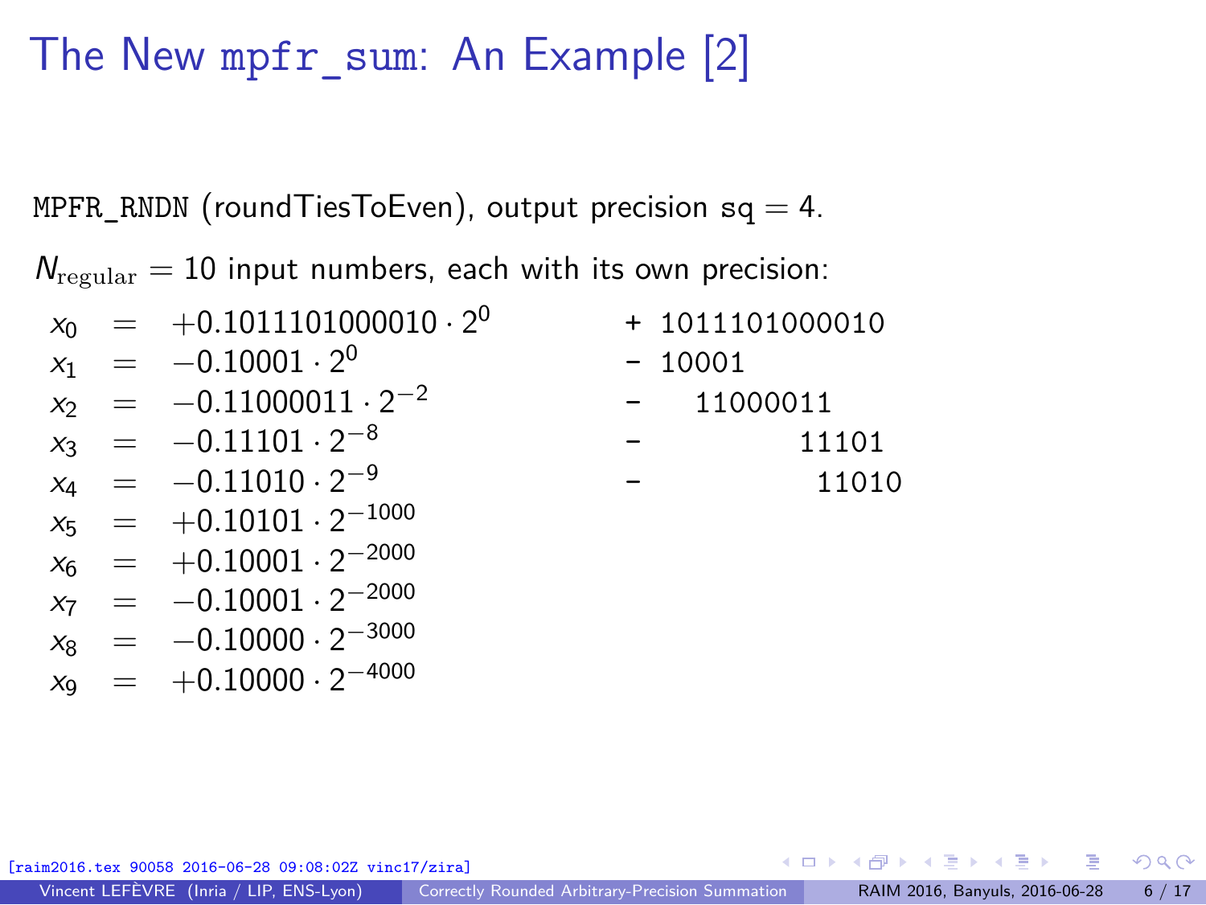# The New `mpfr_sum`: An Example [2]

`MPFR_RNDN` (roundTiesToEven), output precision $\texttt{sq} = 4$.

$N_{\text{regular}} = 10$ input numbers, each with its own precision:

$$
\begin{aligned}
x_0 &= +0.1011101000010 \cdot 2^{0} \\
x_1 &= -0.10001 \cdot 2^{0} \\
x_2 &= -0.11000011 \cdot 2^{-2} \\
x_3 &= -0.11101 \cdot 2^{-8} \\
x_4 &= -0.11010 \cdot 2^{-9} \\
x_5 &= +0.10101 \cdot 2^{-1000} \\
x_6 &= +0.10001 \cdot 2^{-2000} \\
x_7 &= -0.10001 \cdot 2^{-2000} \\
x_8 &= -0.10000 \cdot 2^{-3000} \\
x_9 &= +0.10000 \cdot 2^{-4000}
\end{aligned}
$$

```
+ 1011101000010
- 10001
-   11000011
-         11101
-          11010
```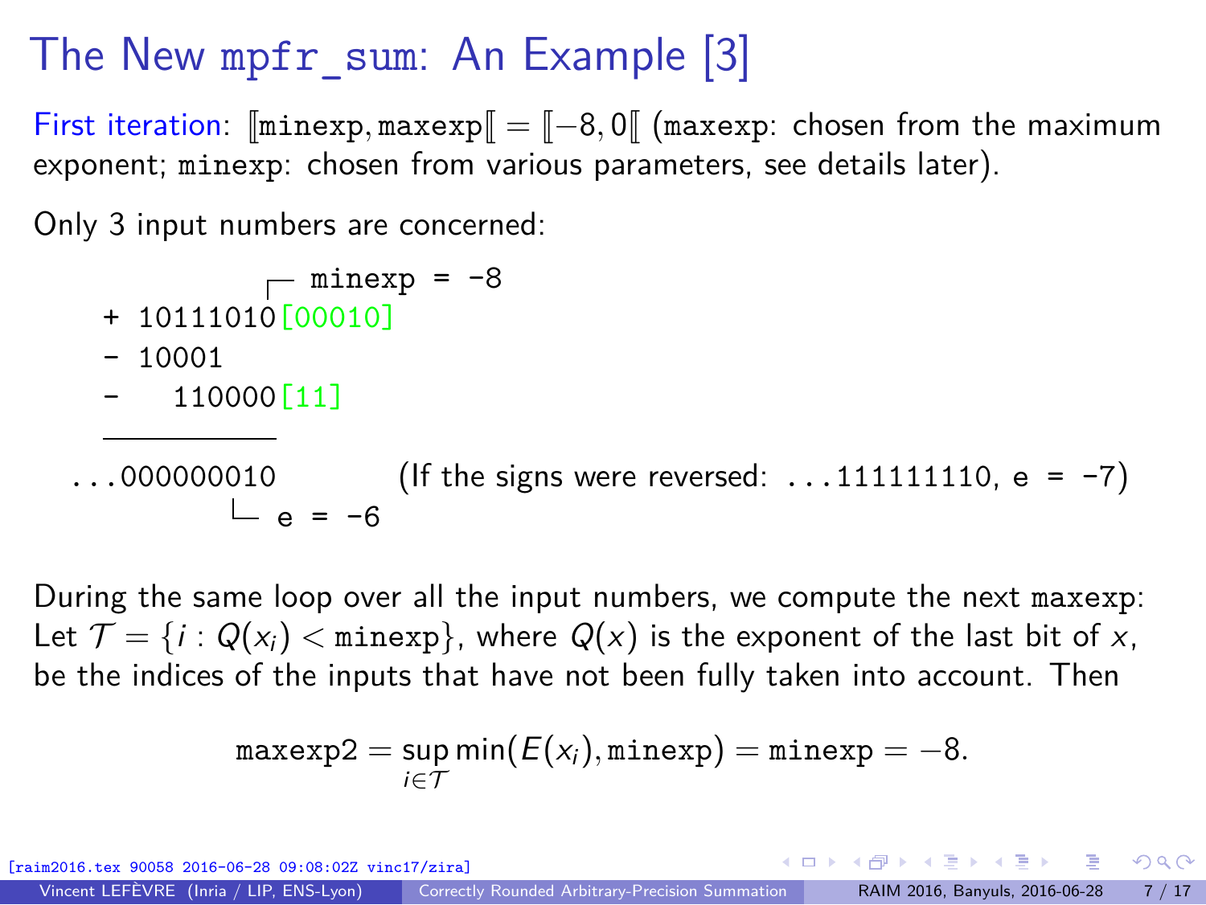# The New mpfr_sum: An Example [3]

First iteration: $[\![\texttt{minexp}, \texttt{maxexp}[\![ = [\![-8, 0[\![$ (maxexp: chosen from the maximum exponent; minexp: chosen from various parameters, see details later).

Only 3 input numbers are concerned:

```
               ┌─ minexp = -8
  + 10111010[00010]
  - 10001
  -   110000[11]
  ─────────────
...000000010         (If the signs were reversed: ...111111110, e = -7)
          └─ e = -6
```

During the same loop over all the input numbers, we compute the next maxexp: Let $\mathcal{T} = \{i : Q(x_i) < \texttt{minexp}\}$, where $Q(x)$ is the exponent of the last bit of $x$, be the indices of the inputs that have not been fully taken into account. Then

$$\texttt{maxexp2} = \sup_{i \in \mathcal{T}} \min(E(x_i), \texttt{minexp}) = \texttt{minexp} = -8.$$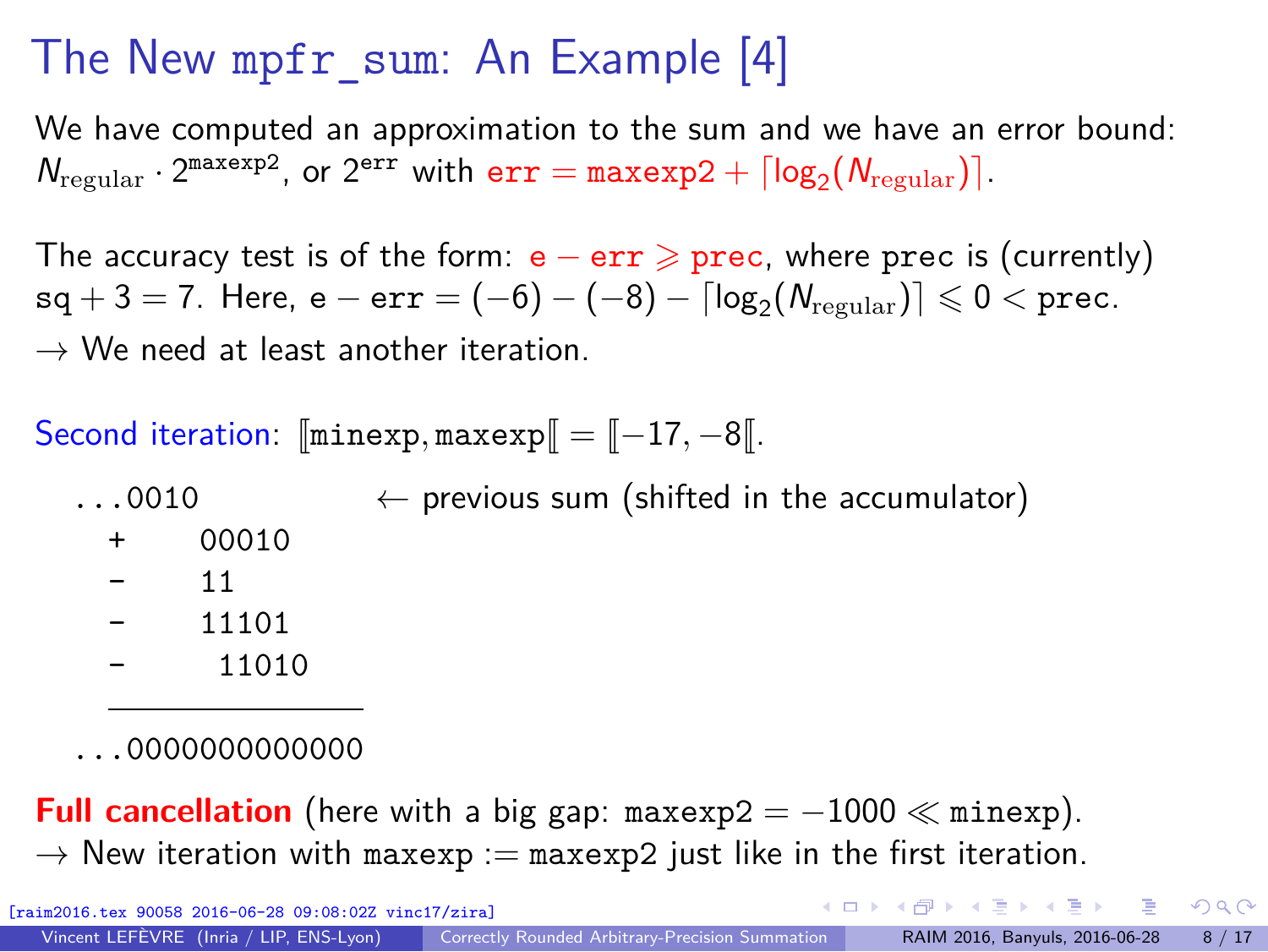# The New mpfr_sum: An Example [4]

We have computed an approximation to the sum and we have an error bound: $N_{\text{regular}} \cdot 2^{\texttt{maxexp2}}$, or $2^{\texttt{err}}$ with $\texttt{err} = \texttt{maxexp2} + \lceil \log_2(N_{\text{regular}}) \rceil$.

The accuracy test is of the form: $\texttt{e} - \texttt{err} \geqslant \texttt{prec}$, where prec is (currently) $\texttt{sq} + 3 = 7$. Here, $\texttt{e} - \texttt{err} = (-6) - (-8) - \lceil \log_2(N_{\text{regular}}) \rceil \leqslant 0 < \texttt{prec}$.
→ We need at least another iteration.

Second iteration: $[\![\texttt{minexp}, \texttt{maxexp}[\![ = [\![-17, -8[\![$.

```
...0010           ← previous sum (shifted in the accumulator)
  +     00010
  -     11
  -     11101
  -      11010
---------------
...0000000000000
```

**Full cancellation** (here with a big gap: $\texttt{maxexp2} = -1000 \ll \texttt{minexp}$).
→ New iteration with maxexp := maxexp2 just like in the first iteration.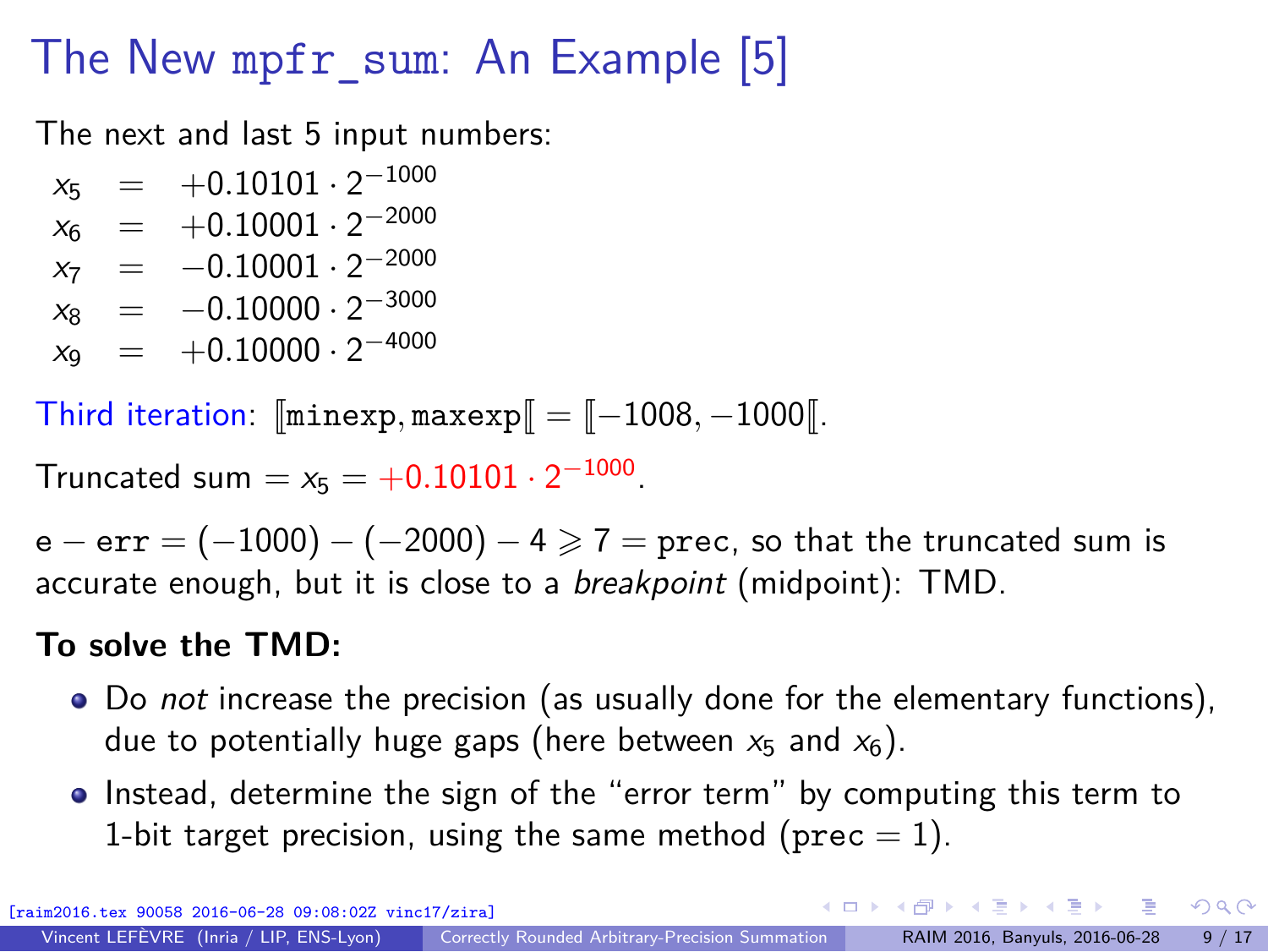# The New mpfr_sum: An Example [5]

The next and last 5 input numbers:

$$
\begin{aligned}
x_5 &= +0.10101 \cdot 2^{-1000} \\
x_6 &= +0.10001 \cdot 2^{-2000} \\
x_7 &= -0.10001 \cdot 2^{-2000} \\
x_8 &= -0.10000 \cdot 2^{-3000} \\
x_9 &= +0.10000 \cdot 2^{-4000}
\end{aligned}
$$

Third iteration: $[\![\mathtt{minexp}, \mathtt{maxexp}[\![ = [\![-1008, -1000[\![$.

Truncated sum $= x_5 = +0.10101 \cdot 2^{-1000}$.

$\mathtt{e} - \mathtt{err} = (-1000) - (-2000) - 4 \geqslant 7 = \mathtt{prec}$, so that the truncated sum is accurate enough, but it is close to a *breakpoint* (midpoint): TMD.

**To solve the TMD:**

- Do *not* increase the precision (as usually done for the elementary functions), due to potentially huge gaps (here between $x_5$ and $x_6$).
- Instead, determine the sign of the "error term" by computing this term to 1-bit target precision, using the same method ($\mathtt{prec} = 1$).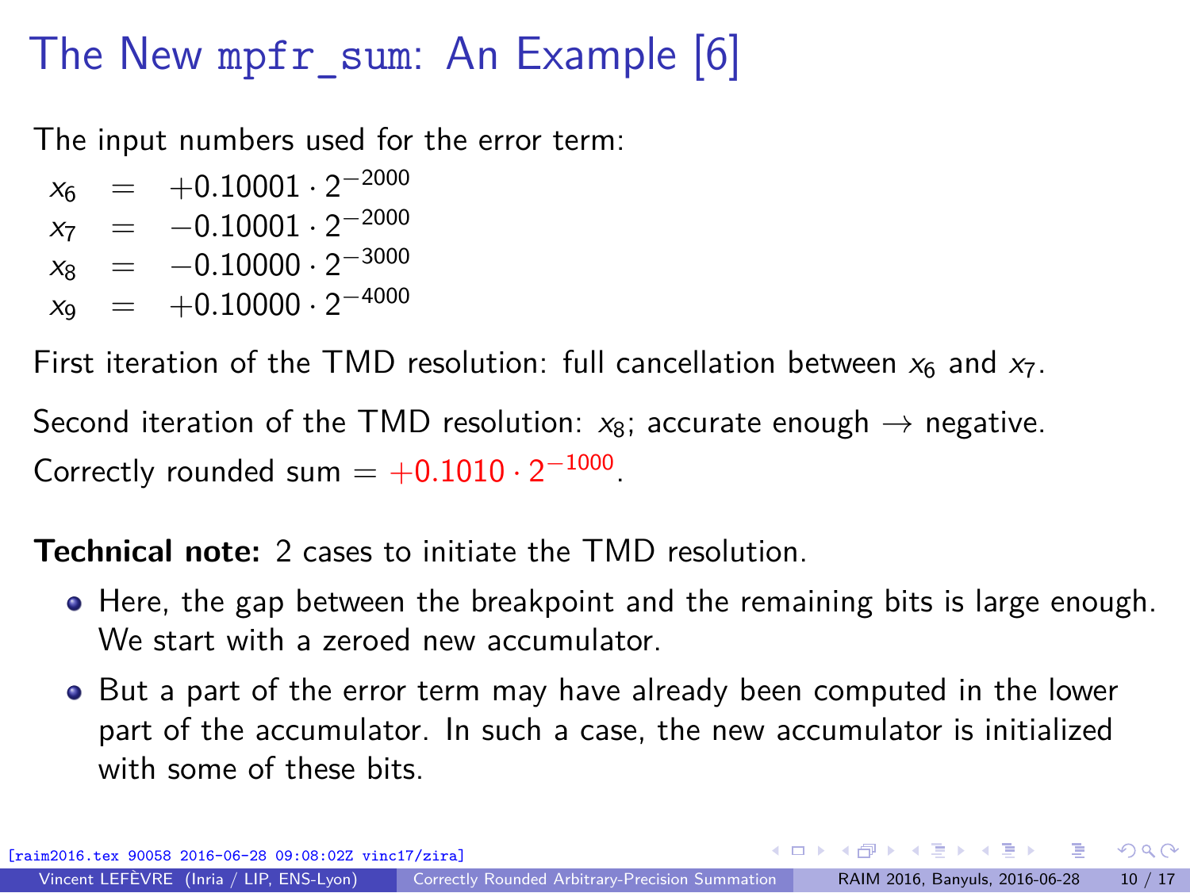# The New `mpfr_sum`: An Example [6]

The input numbers used for the error term:

$$
\begin{aligned}
x_6 &= +0.10001 \cdot 2^{-2000} \\
x_7 &= -0.10001 \cdot 2^{-2000} \\
x_8 &= -0.10000 \cdot 2^{-3000} \\
x_9 &= +0.10000 \cdot 2^{-4000}
\end{aligned}
$$

First iteration of the TMD resolution: full cancellation between $x_6$ and $x_7$.

Second iteration of the TMD resolution: $x_8$; accurate enough $\rightarrow$ negative.

Correctly rounded sum $= +0.1010 \cdot 2^{-1000}$.

**Technical note:** 2 cases to initiate the TMD resolution.

- Here, the gap between the breakpoint and the remaining bits is large enough. We start with a zeroed new accumulator.
- But a part of the error term may have already been computed in the lower part of the accumulator. In such a case, the new accumulator is initialized with some of these bits.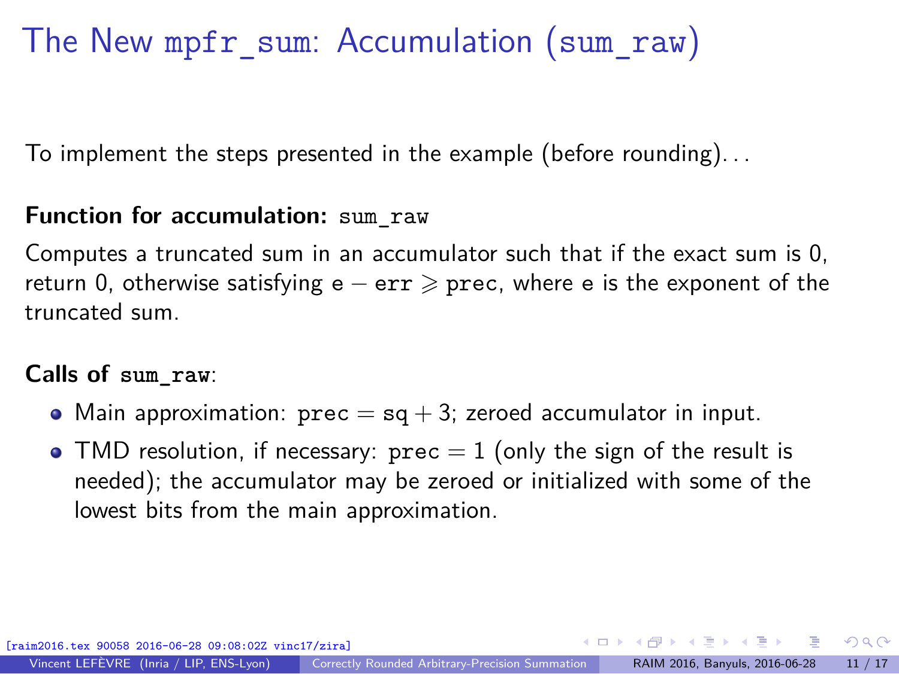# The New `mpfr_sum`: Accumulation (`sum_raw`)

To implement the steps presented in the example (before rounding)...

**Function for accumulation:** `sum_raw`

Computes a truncated sum in an accumulator such that if the exact sum is 0, return 0, otherwise satisfying $\texttt{e} - \texttt{err} \geqslant \texttt{prec}$, where e is the exponent of the truncated sum.

**Calls of `sum_raw`:**

- Main approximation: $\texttt{prec} = \texttt{sq} + 3$; zeroed accumulator in input.
- TMD resolution, if necessary: $\texttt{prec} = 1$ (only the sign of the result is needed); the accumulator may be zeroed or initialized with some of the lowest bits from the main approximation.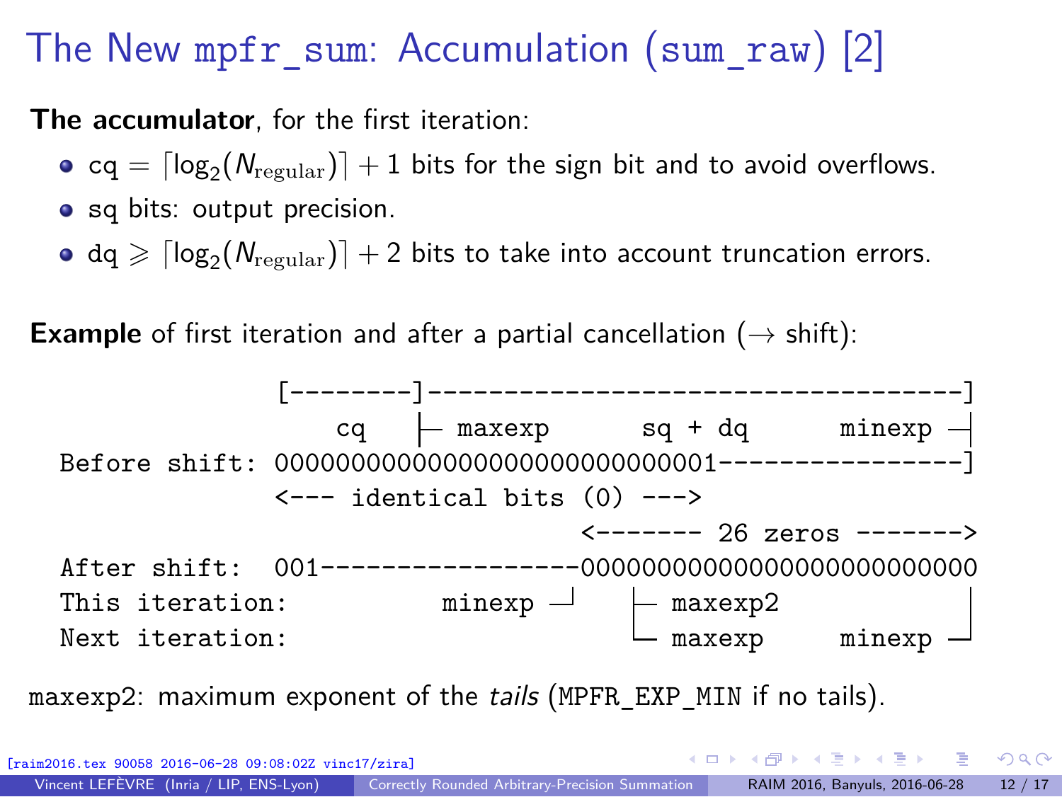# The New mpfr_sum: Accumulation (sum_raw) [2]

**The accumulator**, for the first iteration:

- cq $= \lceil \log_2(N_{\text{regular}}) \rceil + 1$ bits for the sign bit and to avoid overflows.
- sq bits: output precision.
- dq $\geqslant \lceil \log_2(N_{\text{regular}}) \rceil + 2$ bits to take into account truncation errors.

**Example** of first iteration and after a partial cancellation ($\rightarrow$ shift):

```
                [--------]-----------------------------------]
                    cq    |- maxexp      sq + dq      minexp -|
 Before shift:  00000000000000000000000000001----------------]
                <--- identical bits (0) --->
                                         <------- 26 zeros ------->
 After shift:   001-----------------000000000000000000000000000
 This iteration:          minexp -'    |- maxexp2              |
 Next iteration:                       '- maxexp     minexp ---'
```

maxexp2: maximum exponent of the *tails* (MPFR_EXP_MIN if no tails).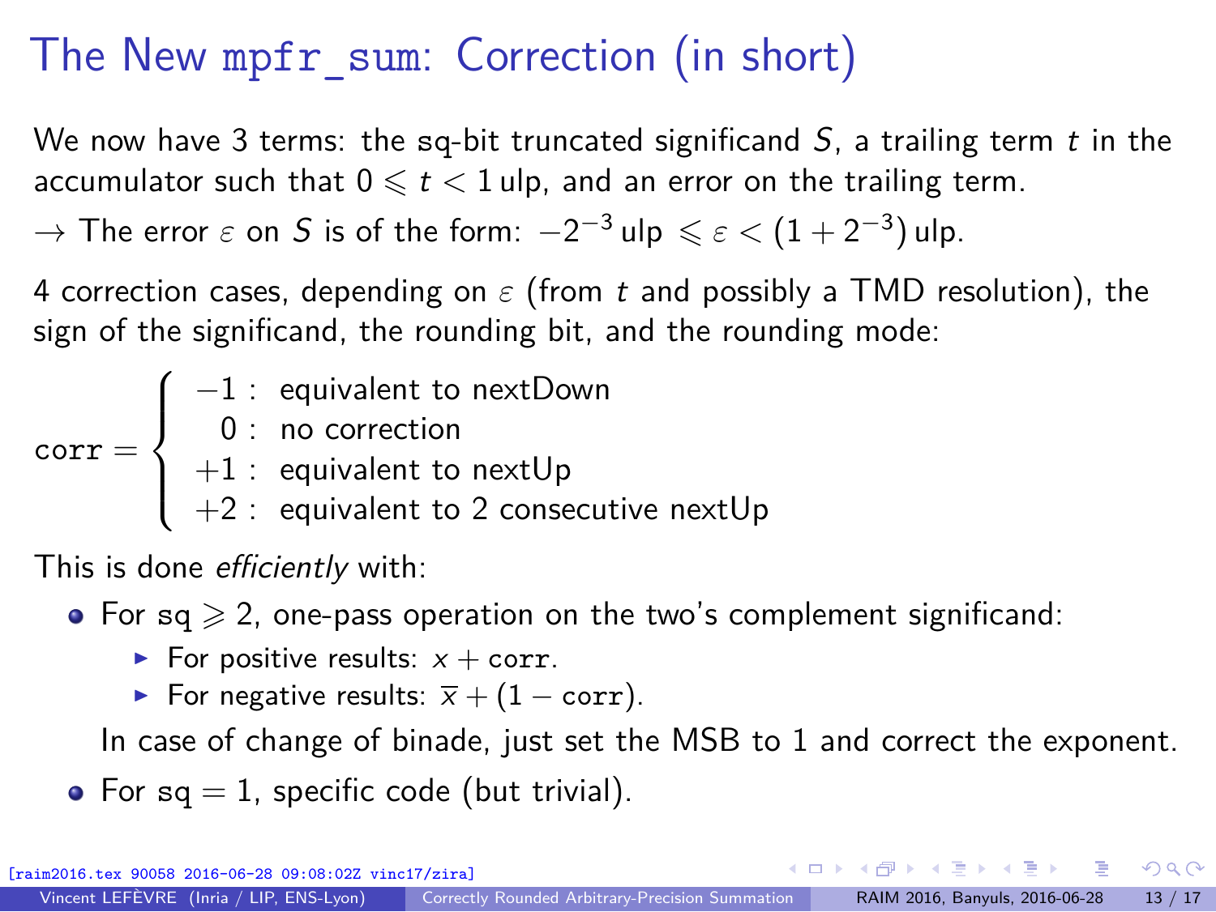# The New `mpfr_sum`: Correction (in short)

We now have 3 terms: the sq-bit truncated significand $S$, a trailing term $t$ in the accumulator such that $0 \leqslant t < 1\,\text{ulp}$, and an error on the trailing term.

→ The error $\varepsilon$ on $S$ is of the form: $-2^{-3}\,\text{ulp} \leqslant \varepsilon < (1 + 2^{-3})\,\text{ulp}$.

4 correction cases, depending on $\varepsilon$ (from $t$ and possibly a TMD resolution), the sign of the significand, the rounding bit, and the rounding mode:

$$\texttt{corr} = \begin{cases} -1: & \text{equivalent to nextDown} \\ \phantom{+}0: & \text{no correction} \\ +1: & \text{equivalent to nextUp} \\ +2: & \text{equivalent to 2 consecutive nextUp} \end{cases}$$

This is done *efficiently* with:

- For sq $\geqslant 2$, one-pass operation on the two's complement significand:
  - For positive results: $x + \texttt{corr}$.
  - For negative results: $\overline{x} + (1 - \texttt{corr})$.

  In case of change of binade, just set the MSB to 1 and correct the exponent.
- For sq $= 1$, specific code (but trivial).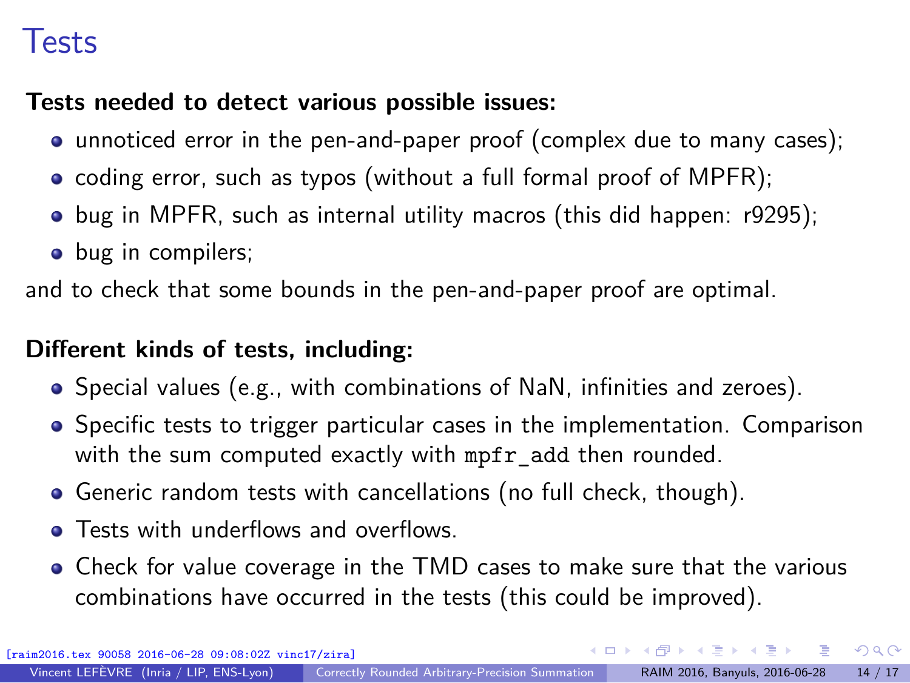# Tests

**Tests needed to detect various possible issues:**

- unnoticed error in the pen-and-paper proof (complex due to many cases);
- coding error, such as typos (without a full formal proof of MPFR);
- bug in MPFR, such as internal utility macros (this did happen: r9295);
- bug in compilers;

and to check that some bounds in the pen-and-paper proof are optimal.

**Different kinds of tests, including:**

- Special values (e.g., with combinations of NaN, infinities and zeroes).
- Specific tests to trigger particular cases in the implementation. Comparison with the sum computed exactly with `mpfr_add` then rounded.
- Generic random tests with cancellations (no full check, though).
- Tests with underflows and overflows.
- Check for value coverage in the TMD cases to make sure that the various combinations have occurred in the tests (this could be improved).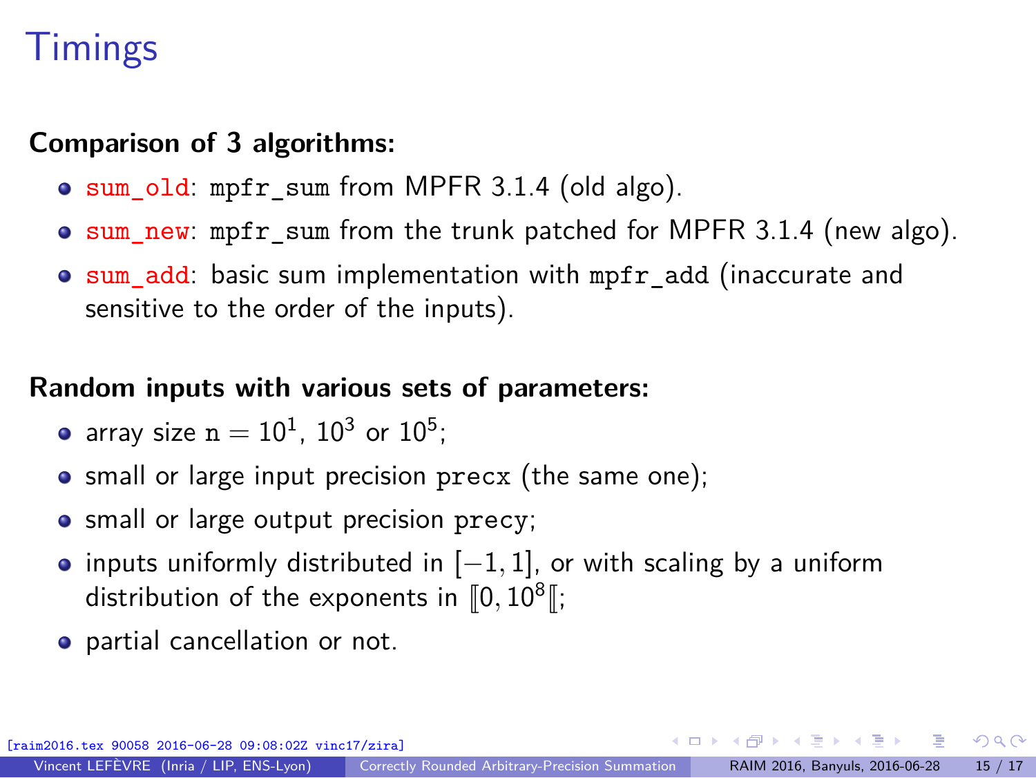# Timings

**Comparison of 3 algorithms:**

- `sum_old`: `mpfr_sum` from MPFR 3.1.4 (old algo).
- `sum_new`: `mpfr_sum` from the trunk patched for MPFR 3.1.4 (new algo).
- `sum_add`: basic sum implementation with `mpfr_add` (inaccurate and sensitive to the order of the inputs).

**Random inputs with various sets of parameters:**

- array size $\mathtt{n} = 10^1$, $10^3$ or $10^5$;
- small or large input precision `precx` (the same one);
- small or large output precision `precy`;
- inputs uniformly distributed in $[-1, 1]$, or with scaling by a uniform distribution of the exponents in $[\![0, 10^8[\![$;
- partial cancellation or not.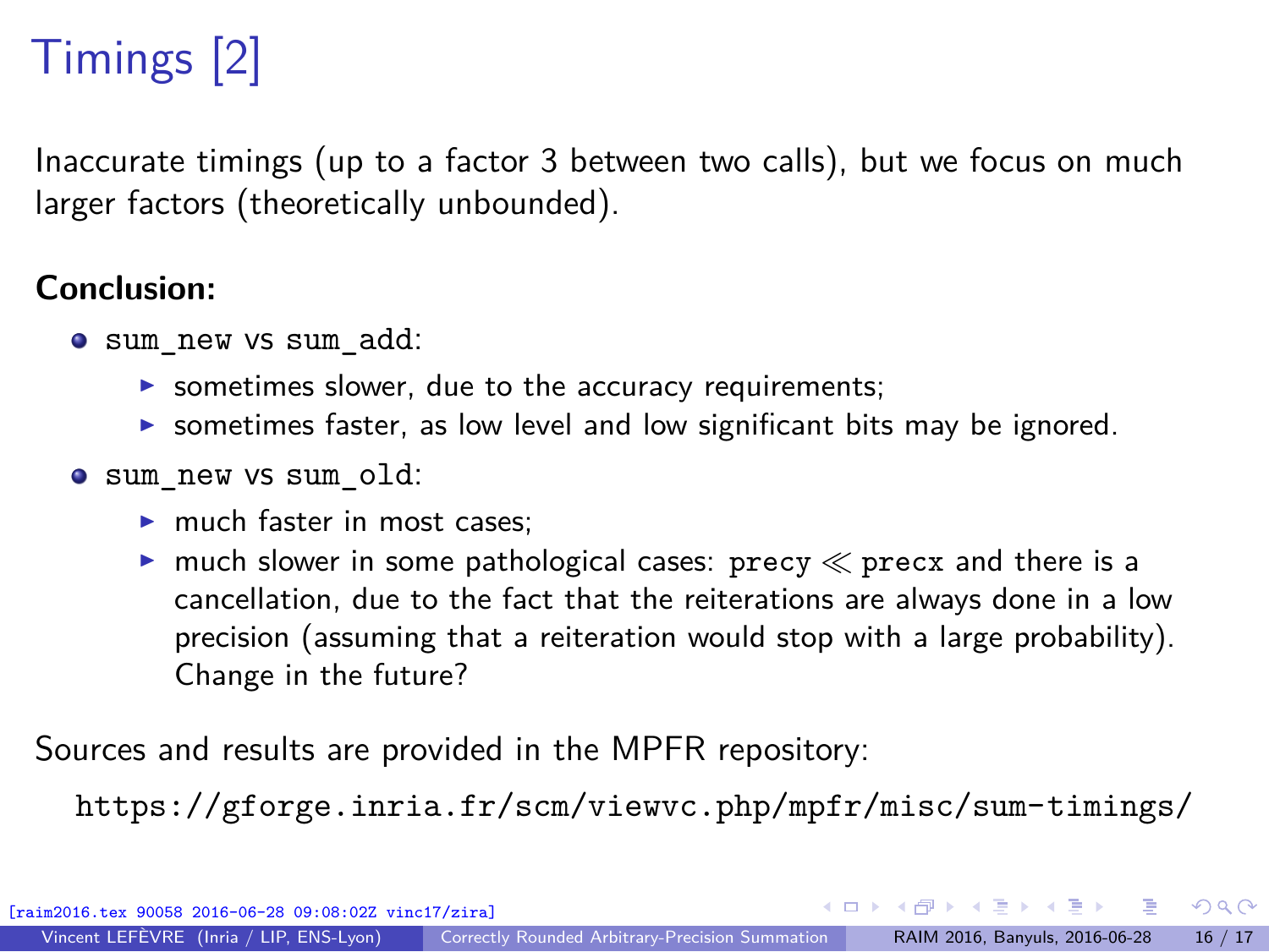# Timings [2]

Inaccurate timings (up to a factor 3 between two calls), but we focus on much larger factors (theoretically unbounded).

**Conclusion:**

- `sum_new` vs `sum_add`:
  - sometimes slower, due to the accuracy requirements;
  - sometimes faster, as low level and low significant bits may be ignored.
- `sum_new` vs `sum_old`:
  - much faster in most cases;
  - much slower in some pathological cases: `precy` $\ll$ `precx` and there is a cancellation, due to the fact that the reiterations are always done in a low precision (assuming that a reiteration would stop with a large probability). Change in the future?

Sources and results are provided in the MPFR repository:

`https://gforge.inria.fr/scm/viewvc.php/mpfr/misc/sum-timings/`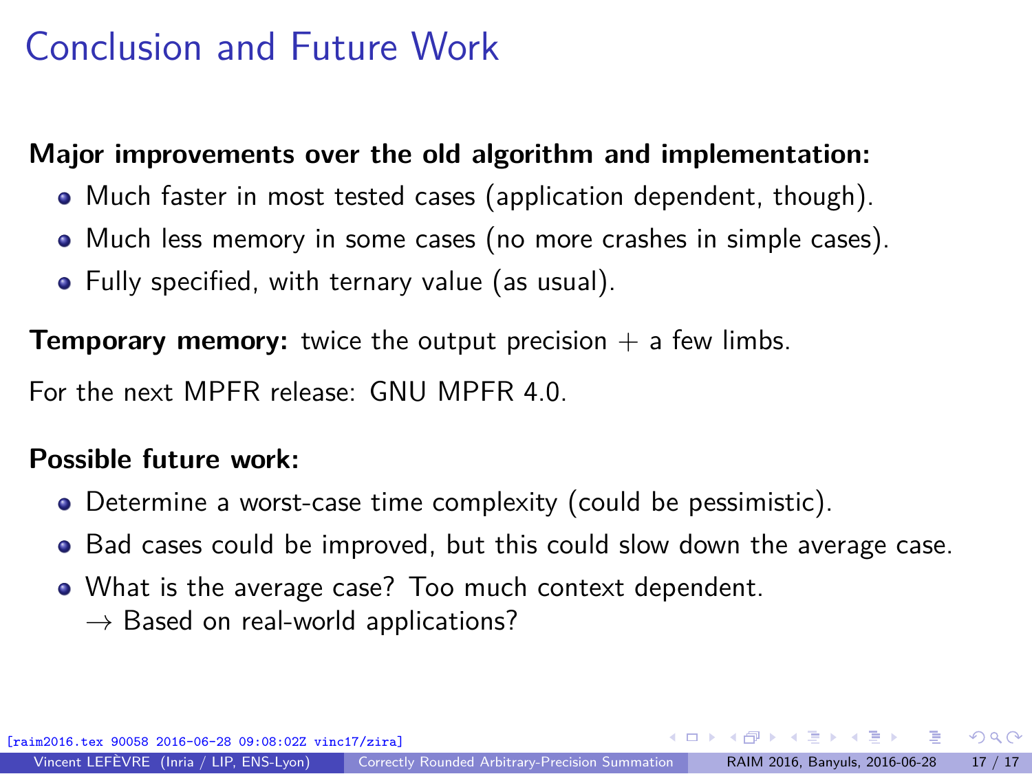# Conclusion and Future Work

**Major improvements over the old algorithm and implementation:**

- Much faster in most tested cases (application dependent, though).
- Much less memory in some cases (no more crashes in simple cases).
- Fully specified, with ternary value (as usual).

**Temporary memory:** twice the output precision + a few limbs.

For the next MPFR release: GNU MPFR 4.0.

**Possible future work:**

- Determine a worst-case time complexity (could be pessimistic).
- Bad cases could be improved, but this could slow down the average case.
- What is the average case? Too much context dependent.
  $\rightarrow$ Based on real-world applications?